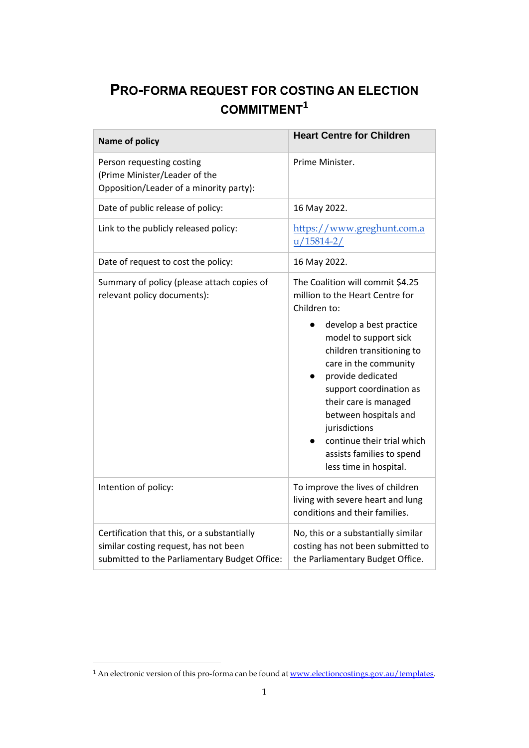# PRO-FORMA REQUEST FOR COSTING AN ELECTION COMMITMENT[1]

| Name of policy | Heart Centre for Children |
| --- | --- |
| Person requesting costing (Prime Minister/Leader of the Opposition/Leader of a minority party): | Prime Minister. |
| Date of public release of policy: | 16 May 2022. |
| Link to the publicly released policy: | https://www.greghunt.com.au/15814-2/ |
| Date of request to cost the policy: | 16 May 2022. |
| Summary of policy (please attach copies of relevant policy documents): | The Coalition will commit $4.25 million to the Heart Centre for Children to: <br>• develop a best practice model to support sick children transitioning to care in the community <br>• provide dedicated support coordination as their care is managed between hospitals and jurisdictions <br>• continue their trial which assists families to spend less time in hospital. |
| Intention of policy: | To improve the lives of children living with severe heart and lung conditions and their families. |
| Certification that this, or a substantially similar costing request, has not been submitted to the Parliamentary Budget Office: | No, this or a substantially similar costing has not been submitted to the Parliamentary Budget Office. |

[1] An electronic version of this pro-forma can be found at www.electioncostings.gov.au/templates.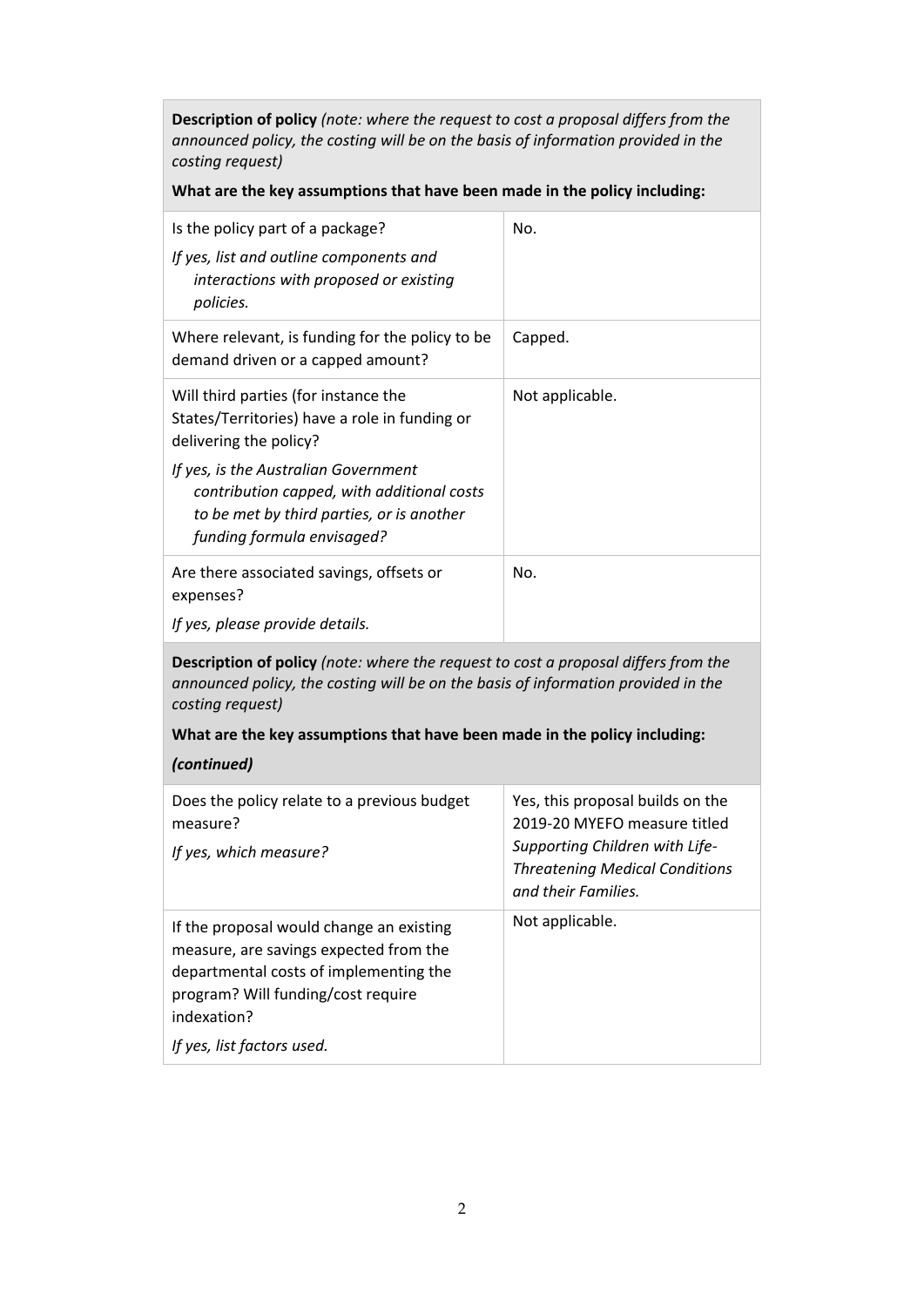**Description of policy** *(note: where the request to cost a proposal differs from the announced policy, the costing will be on the basis of information provided in the costing request)*

**What are the key assumptions that have been made in the policy including:**

| | |
|---|---|
| Is the policy part of a package?<br>*If yes, list and outline components and interactions with proposed or existing policies.* | No. |
| Where relevant, is funding for the policy to be demand driven or a capped amount? | Capped. |
| Will third parties (for instance the States/Territories) have a role in funding or delivering the policy?<br>*If yes, is the Australian Government contribution capped, with additional costs to be met by third parties, or is another funding formula envisaged?* | Not applicable. |
| Are there associated savings, offsets or expenses?<br>*If yes, please provide details.* | No. |

**Description of policy** *(note: where the request to cost a proposal differs from the announced policy, the costing will be on the basis of information provided in the costing request)*

**What are the key assumptions that have been made in the policy including:**

***(continued)***

| | |
|---|---|
| Does the policy relate to a previous budget measure?<br>*If yes, which measure?* | Yes, this proposal builds on the 2019-20 MYEFO measure titled *Supporting Children with Life-Threatening Medical Conditions and their Families.* |
| If the proposal would change an existing measure, are savings expected from the departmental costs of implementing the program? Will funding/cost require indexation?<br>*If yes, list factors used.* | Not applicable. |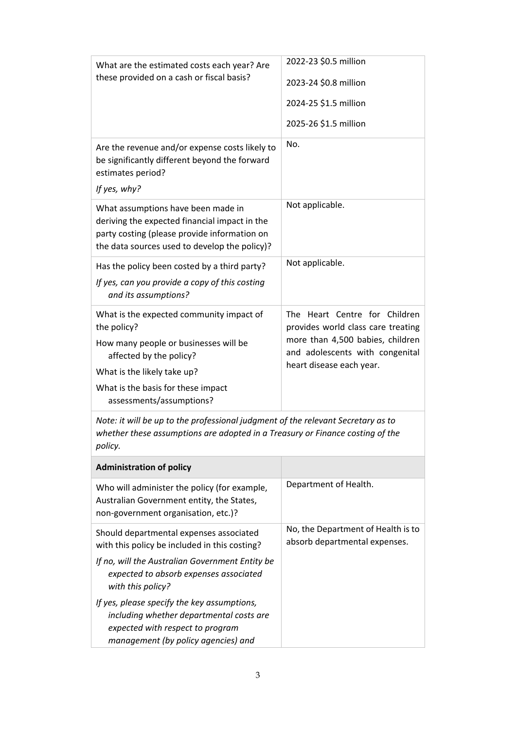| | |
|---|---|
| What are the estimated costs each year? Are these provided on a cash or fiscal basis? | 2022-23 $0.5 million<br><br>2023-24 $0.8 million<br><br>2024-25 $1.5 million<br><br>2025-26 $1.5 million |
| Are the revenue and/or expense costs likely to be significantly different beyond the forward estimates period?<br><br>*If yes, why?* | No. |
| What assumptions have been made in deriving the expected financial impact in the party costing (please provide information on the data sources used to develop the policy)? | Not applicable. |
| Has the policy been costed by a third party?<br><br>*If yes, can you provide a copy of this costing and its assumptions?* | Not applicable. |
| What is the expected community impact of the policy?<br><br>How many people or businesses will be affected by the policy?<br><br>What is the likely take up?<br><br>What is the basis for these impact assessments/assumptions? | The Heart Centre for Children provides world class care treating more than 4,500 babies, children and adolescents with congenital heart disease each year. |
| *Note: it will be up to the professional judgment of the relevant Secretary as to whether these assumptions are adopted in a Treasury or Finance costing of the policy.* | |
| **Administration of policy** | |
| Who will administer the policy (for example, Australian Government entity, the States, non-government organisation, etc.)? | Department of Health. |
| Should departmental expenses associated with this policy be included in this costing?<br><br>*If no, will the Australian Government Entity be expected to absorb expenses associated with this policy?*<br><br>*If yes, please specify the key assumptions, including whether departmental costs are expected with respect to program management (by policy agencies) and* | No, the Department of Health is to absorb departmental expenses. |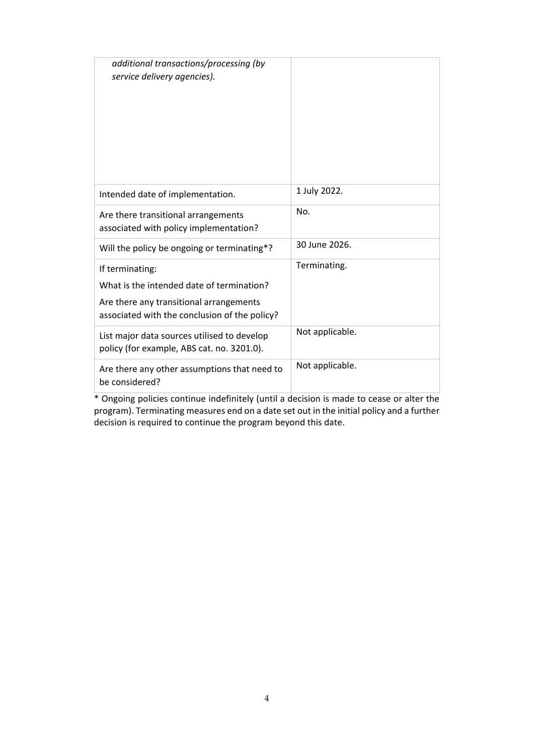| | |
|---|---|
| *additional transactions/processing (by service delivery agencies).* | |
| Intended date of implementation. | 1 July 2022. |
| Are there transitional arrangements associated with policy implementation? | No. |
| Will the policy be ongoing or terminating*? | 30 June 2026. |
| If terminating:<br>What is the intended date of termination?<br>Are there any transitional arrangements associated with the conclusion of the policy? | Terminating. |
| List major data sources utilised to develop policy (for example, ABS cat. no. 3201.0). | Not applicable. |
| Are there any other assumptions that need to be considered? | Not applicable. |

* Ongoing policies continue indefinitely (until a decision is made to cease or alter the program). Terminating measures end on a date set out in the initial policy and a further decision is required to continue the program beyond this date.